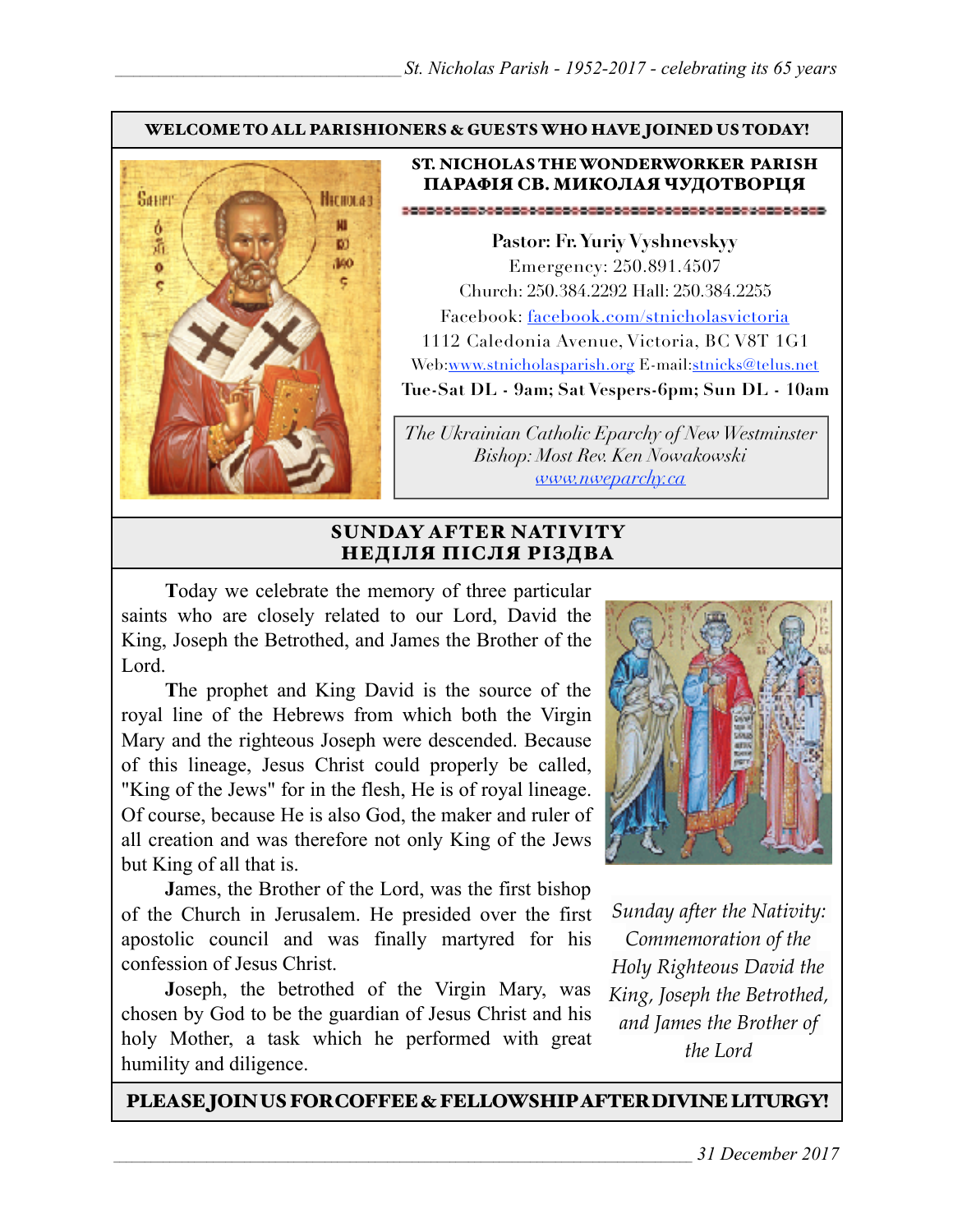**WELCOME TO ALL PARISHIONERS & GUESTS WHO HAVE JOINED US TODAY!**

## ST. NICHOLAS THE WONDERWORKER PARISH
## ПАРАФІЯ СВ. МИКОЛАЯ ЧУДОТВОРЦЯ

**Pastor: Fr. Yuriy Vyshnevskyy**
Emergency: 250.891.4507
Church: 250.384.2292 Hall: 250.384.2255
Facebook: facebook.com/stnicholasvictoria
1112 Caledonia Avenue, Victoria, BC V8T 1G1
Web:www.stnicholasparish.org E-mail:stnicks@telus.net
**Tue-Sat DL - 9am; Sat Vespers-6pm; Sun DL - 10am**

*The Ukrainian Catholic Eparchy of New Westminster*
*Bishop: Most Rev. Ken Nowakowski*
*www.nweparchy.ca*

## SUNDAY AFTER NATIVITY
## НЕДІЛЯ ПІСЛЯ РІЗДВА

**T**oday we celebrate the memory of three particular saints who are closely related to our Lord, David the King, Joseph the Betrothed, and James the Brother of the Lord.

**T**he prophet and King David is the source of the royal line of the Hebrews from which both the Virgin Mary and the righteous Joseph were descended. Because of this lineage, Jesus Christ could properly be called, "King of the Jews" for in the flesh, He is of royal lineage. Of course, because He is also God, the maker and ruler of all creation and was therefore not only King of the Jews but King of all that is.

**J**ames, the Brother of the Lord, was the first bishop of the Church in Jerusalem. He presided over the first apostolic council and was finally martyred for his confession of Jesus Christ.

**J**oseph, the betrothed of the Virgin Mary, was chosen by God to be the guardian of Jesus Christ and his holy Mother, a task which he performed with great humility and diligence.

*Sunday after the Nativity: Commemoration of the Holy Righteous David the King, Joseph the Betrothed, and James the Brother of the Lord*

**PLEASE JOIN US FOR COFFEE & FELLOWSHIP AFTER DIVINE LITURGY!**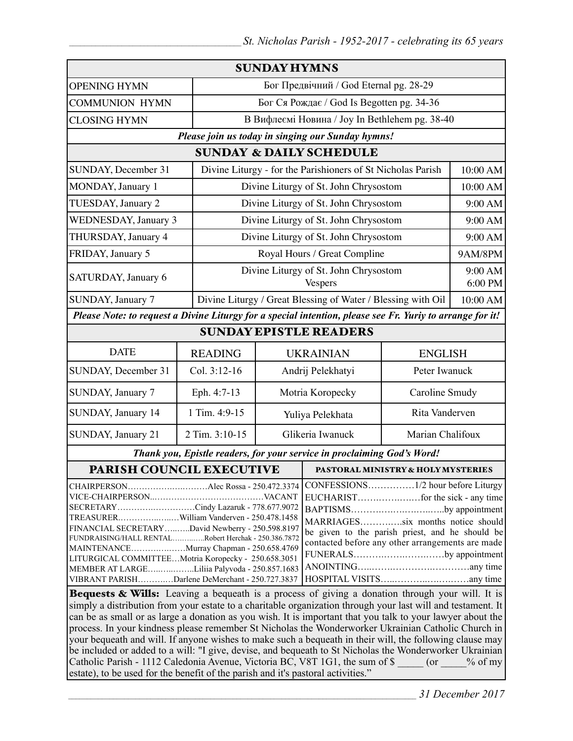## SUNDAY HYMNS

| | |
|---|---|
| OPENING HYMN | Бог Предвічний / God Eternal pg. 28-29 |
| COMMUNION HYMN | Бог Ся Рождає / God Is Begotten pg. 34-36 |
| CLOSING HYMN | В Вифлеємі Новина / Joy In Bethlehem pg. 38-40 |

***Please join us today in singing our Sunday hymns!***

## SUNDAY & DAILY SCHEDULE

| | | |
|---|---|---|
| SUNDAY, December 31 | Divine Liturgy - for the Parishioners of St Nicholas Parish | 10:00 AM |
| MONDAY, January 1 | Divine Liturgy of St. John Chrysostom | 10:00 AM |
| TUESDAY, January 2 | Divine Liturgy of St. John Chrysostom | 9:00 AM |
| WEDNESDAY, January 3 | Divine Liturgy of St. John Chrysostom | 9:00 AM |
| THURSDAY, January 4 | Divine Liturgy of St. John Chrysostom | 9:00 AM |
| FRIDAY, January 5 | Royal Hours / Great Compline | 9AM/8PM |
| SATURDAY, January 6 | Divine Liturgy of St. John Chrysostom<br>Vespers | 9:00 AM<br>6:00 PM |
| SUNDAY, January 7 | Divine Liturgy / Great Blessing of Water / Blessing with Oil | 10:00 AM |

***Please Note: to request a Divine Liturgy for a special intention, please see Fr. Yuriy to arrange for it!***

## SUNDAY EPISTLE READERS

| DATE | READING | UKRAINIAN | ENGLISH |
|---|---|---|---|
| SUNDAY, December 31 | Col. 3:12-16 | Andrij Pelekhatyi | Peter Iwanuck |
| SUNDAY, January 7 | Eph. 4:7-13 | Motria Koropecky | Caroline Smudy |
| SUNDAY, January 14 | 1 Tim. 4:9-15 | Yuliya Pelekhata | Rita Vanderven |
| SUNDAY, January 21 | 2 Tim. 3:10-15 | Glikeria Iwanuck | Marian Chalifoux |

***Thank you, Epistle readers, for your service in proclaiming God's Word!***

## PARISH COUNCIL EXECUTIVE

CHAIRPERSON……………………….Alec Rossa - 250.472.3374
VICE-CHAIRPERSON…………………………………VACANT
SECRETARY……………………….Cindy Lazaruk - 778.677.9072
TREASURER………………….William Vanderven - 250.478.1458
FINANCIAL SECRETARY……….David Newberry - 250.598.8197
FUNDRAISING/HALL RENTAL…………Robert Herchak - 250.386.7872
MAINTENANCE………………Murray Chapman - 250.658.4769
LITURGICAL COMMITTEE…Motria Koropecky - 250.658.3051
MEMBER AT LARGE……………Liliia Palyvoda - 250.857.1683
VIBRANT PARISH…………Darlene DeMerchant - 250.727.3837

## PASTORAL MINISTRY & HOLY MYSTERIES

CONFESSIONS……………1/2 hour before Liturgy
EUCHARIST………………for the sick - any time
BAPTISMS……………………………by appointment
MARRIAGES………….six months notice should be given to the parish priest, and he should be contacted before any other arrangements are made
FUNERALS……………………………by appointment
ANOINTING…………………………………any time
HOSPITAL VISITS……………………………any time

**Bequests & Wills:** Leaving a bequeath is a process of giving a donation through your will. It is simply a distribution from your estate to a charitable organization through your last will and testament. It can be as small or as large a donation as you wish. It is important that you talk to your lawyer about the process. In your kindness please remember St Nicholas the Wonderworker Ukrainian Catholic Church in your bequeath and will. If anyone wishes to make such a bequeath in their will, the following clause may be included or added to a will: "I give, devise, and bequeath to St Nicholas the Wonderworker Ukrainian Catholic Parish - 1112 Caledonia Avenue, Victoria BC, V8T 1G1, the sum of $ _____ (or _____% of my estate), to be used for the benefit of the parish and it's pastoral activities."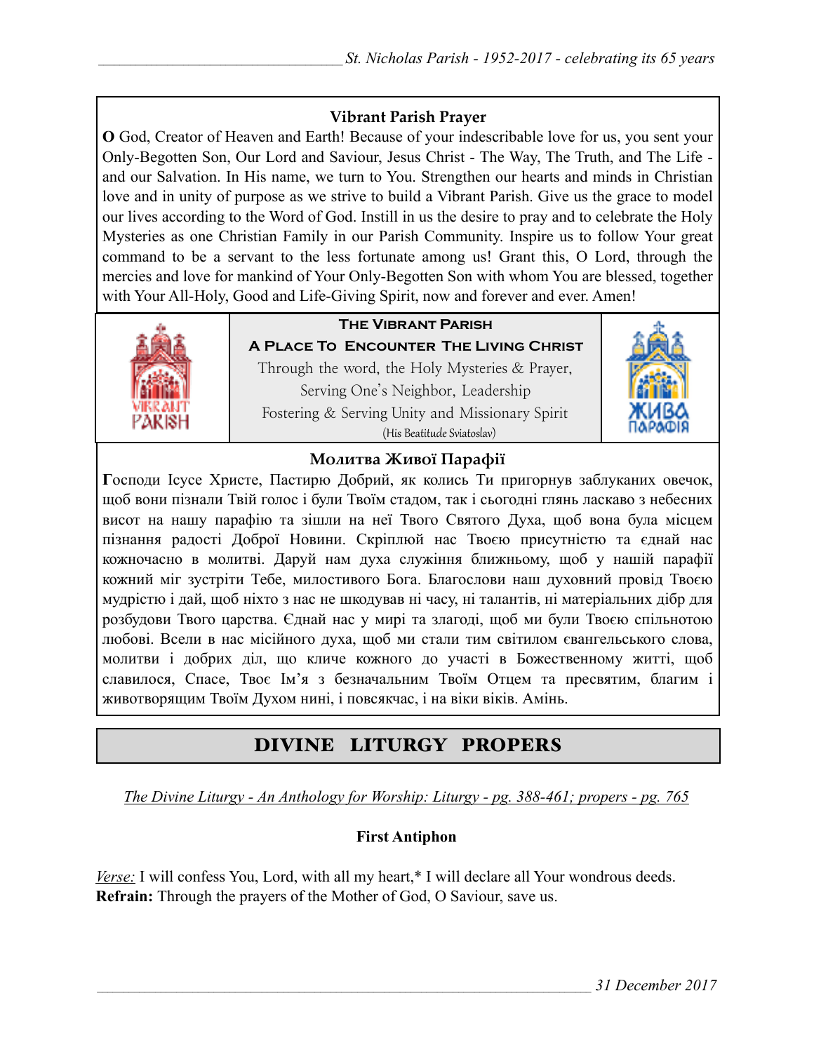### Vibrant Parish Prayer

**O** God, Creator of Heaven and Earth! Because of your indescribable love for us, you sent your Only-Begotten Son, Our Lord and Saviour, Jesus Christ - The Way, The Truth, and The Life - and our Salvation. In His name, we turn to You. Strengthen our hearts and minds in Christian love and in unity of purpose as we strive to build a Vibrant Parish. Give us the grace to model our lives according to the Word of God. Instill in us the desire to pray and to celebrate the Holy Mysteries as one Christian Family in our Parish Community. Inspire us to follow Your great command to be a servant to the less fortunate among us! Grant this, O Lord, through the mercies and love for mankind of Your Only-Begotten Son with whom You are blessed, together with Your All-Holy, Good and Life-Giving Spirit, now and forever and ever. Amen!

**The Vibrant Parish**

**A Place To Encounter The Living Christ**

Through the word, the Holy Mysteries & Prayer,
Serving One's Neighbor, Leadership
Fostering & Serving Unity and Missionary Spirit
(His Beatitude Sviatoslav)

### Молитва Живої Парафії

**Г**осподи Ісусе Христе, Пастирю Добрий, як колись Ти пригорнув заблуканих овечок, щоб вони пізнали Твій голос і були Твоїм стадом, так і сьогодні глянь ласкаво з небесних висот на нашу парафію та зішли на неї Твого Святого Духа, щоб вона була місцем пізнання радості Доброї Новини. Скріплюй нас Твоєю присутністю та єднай нас кожночасно в молитві. Даруй нам духа служіння ближньому, щоб у нашій парафії кожний міг зустріти Тебе, милостивого Бога. Благослови наш духовний провід Твоєю мудрістю і дай, щоб ніхто з нас не шкодував ні часу, ні талантів, ні матеріальних дібр для розбудови Твого царства. Єднай нас у мирі та злагоді, щоб ми були Твоєю спільнотою любові. Всели в нас місійного духа, щоб ми стали тим світилом євангельського слова, молитви і добрих діл, що кличе кожного до участі в Божественному житті, щоб славилося, Спасе, Твоє Ім'я з безначальним Твоїм Отцем та пресвятим, благим і животворящим Твоїм Духом нині, і повсякчас, і на віки віків. Амінь.

## DIVINE LITURGY PROPERS

*The Divine Liturgy - An Anthology for Worship: Liturgy - pg. 388-461; propers - pg. 765*

**First Antiphon**

*Verse:* I will confess You, Lord, with all my heart,* I will declare all Your wondrous deeds.
**Refrain:** Through the prayers of the Mother of God, O Saviour, save us.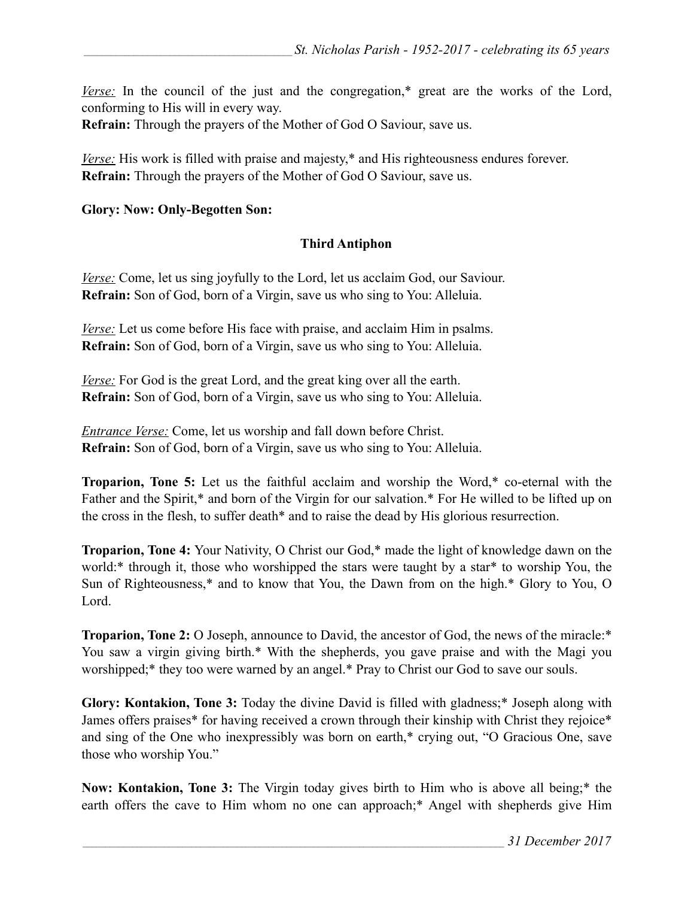*Verse:* In the council of the just and the congregation,* great are the works of the Lord, conforming to His will in every way.
**Refrain:** Through the prayers of the Mother of God O Saviour, save us.

*Verse:* His work is filled with praise and majesty,* and His righteousness endures forever.
**Refrain:** Through the prayers of the Mother of God O Saviour, save us.

**Glory: Now: Only-Begotten Son:**

**Third Antiphon**

*Verse:* Come, let us sing joyfully to the Lord, let us acclaim God, our Saviour.
**Refrain:** Son of God, born of a Virgin, save us who sing to You: Alleluia.

*Verse:* Let us come before His face with praise, and acclaim Him in psalms.
**Refrain:** Son of God, born of a Virgin, save us who sing to You: Alleluia.

*Verse:* For God is the great Lord, and the great king over all the earth.
**Refrain:** Son of God, born of a Virgin, save us who sing to You: Alleluia.

*Entrance Verse:* Come, let us worship and fall down before Christ.
**Refrain:** Son of God, born of a Virgin, save us who sing to You: Alleluia.

**Troparion, Tone 5:** Let us the faithful acclaim and worship the Word,* co-eternal with the Father and the Spirit,* and born of the Virgin for our salvation.* For He willed to be lifted up on the cross in the flesh, to suffer death* and to raise the dead by His glorious resurrection.

**Troparion, Tone 4:** Your Nativity, O Christ our God,* made the light of knowledge dawn on the world:* through it, those who worshipped the stars were taught by a star* to worship You, the Sun of Righteousness,* and to know that You, the Dawn from on the high.* Glory to You, O Lord.

**Troparion, Tone 2:** O Joseph, announce to David, the ancestor of God, the news of the miracle:* You saw a virgin giving birth.* With the shepherds, you gave praise and with the Magi you worshipped;* they too were warned by an angel.* Pray to Christ our God to save our souls.

**Glory: Kontakion, Tone 3:** Today the divine David is filled with gladness;* Joseph along with James offers praises* for having received a crown through their kinship with Christ they rejoice* and sing of the One who inexpressibly was born on earth,* crying out, "O Gracious One, save those who worship You."

**Now: Kontakion, Tone 3:** The Virgin today gives birth to Him who is above all being;* the earth offers the cave to Him whom no one can approach;* Angel with shepherds give Him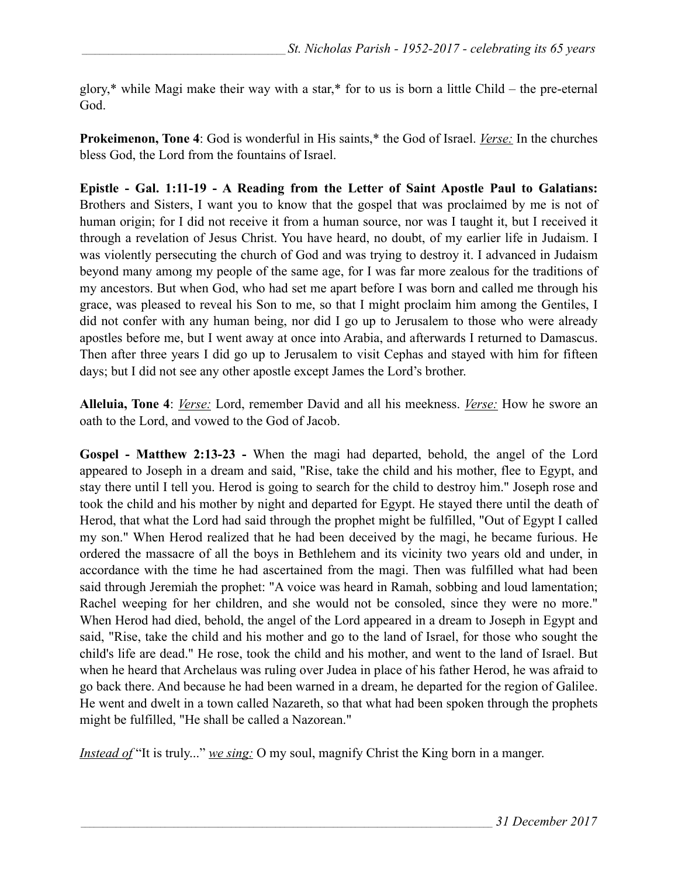glory,* while Magi make their way with a star,* for to us is born a little Child – the pre-eternal God.

**Prokeimenon, Tone 4**: God is wonderful in His saints,* the God of Israel. *Verse:* In the churches bless God, the Lord from the fountains of Israel.

**Epistle - Gal. 1:11-19 - A Reading from the Letter of Saint Apostle Paul to Galatians:** Brothers and Sisters, I want you to know that the gospel that was proclaimed by me is not of human origin; for I did not receive it from a human source, nor was I taught it, but I received it through a revelation of Jesus Christ. You have heard, no doubt, of my earlier life in Judaism. I was violently persecuting the church of God and was trying to destroy it. I advanced in Judaism beyond many among my people of the same age, for I was far more zealous for the traditions of my ancestors. But when God, who had set me apart before I was born and called me through his grace, was pleased to reveal his Son to me, so that I might proclaim him among the Gentiles, I did not confer with any human being, nor did I go up to Jerusalem to those who were already apostles before me, but I went away at once into Arabia, and afterwards I returned to Damascus. Then after three years I did go up to Jerusalem to visit Cephas and stayed with him for fifteen days; but I did not see any other apostle except James the Lord's brother.

**Alleluia, Tone 4**: *Verse:* Lord, remember David and all his meekness. *Verse:* How he swore an oath to the Lord, and vowed to the God of Jacob.

**Gospel - Matthew 2:13-23 -** When the magi had departed, behold, the angel of the Lord appeared to Joseph in a dream and said, "Rise, take the child and his mother, flee to Egypt, and stay there until I tell you. Herod is going to search for the child to destroy him." Joseph rose and took the child and his mother by night and departed for Egypt. He stayed there until the death of Herod, that what the Lord had said through the prophet might be fulfilled, "Out of Egypt I called my son." When Herod realized that he had been deceived by the magi, he became furious. He ordered the massacre of all the boys in Bethlehem and its vicinity two years old and under, in accordance with the time he had ascertained from the magi. Then was fulfilled what had been said through Jeremiah the prophet: "A voice was heard in Ramah, sobbing and loud lamentation; Rachel weeping for her children, and she would not be consoled, since they were no more." When Herod had died, behold, the angel of the Lord appeared in a dream to Joseph in Egypt and said, "Rise, take the child and his mother and go to the land of Israel, for those who sought the child's life are dead." He rose, took the child and his mother, and went to the land of Israel. But when he heard that Archelaus was ruling over Judea in place of his father Herod, he was afraid to go back there. And because he had been warned in a dream, he departed for the region of Galilee. He went and dwelt in a town called Nazareth, so that what had been spoken through the prophets might be fulfilled, "He shall be called a Nazorean."

*Instead of* "It is truly..." *we sing:* O my soul, magnify Christ the King born in a manger.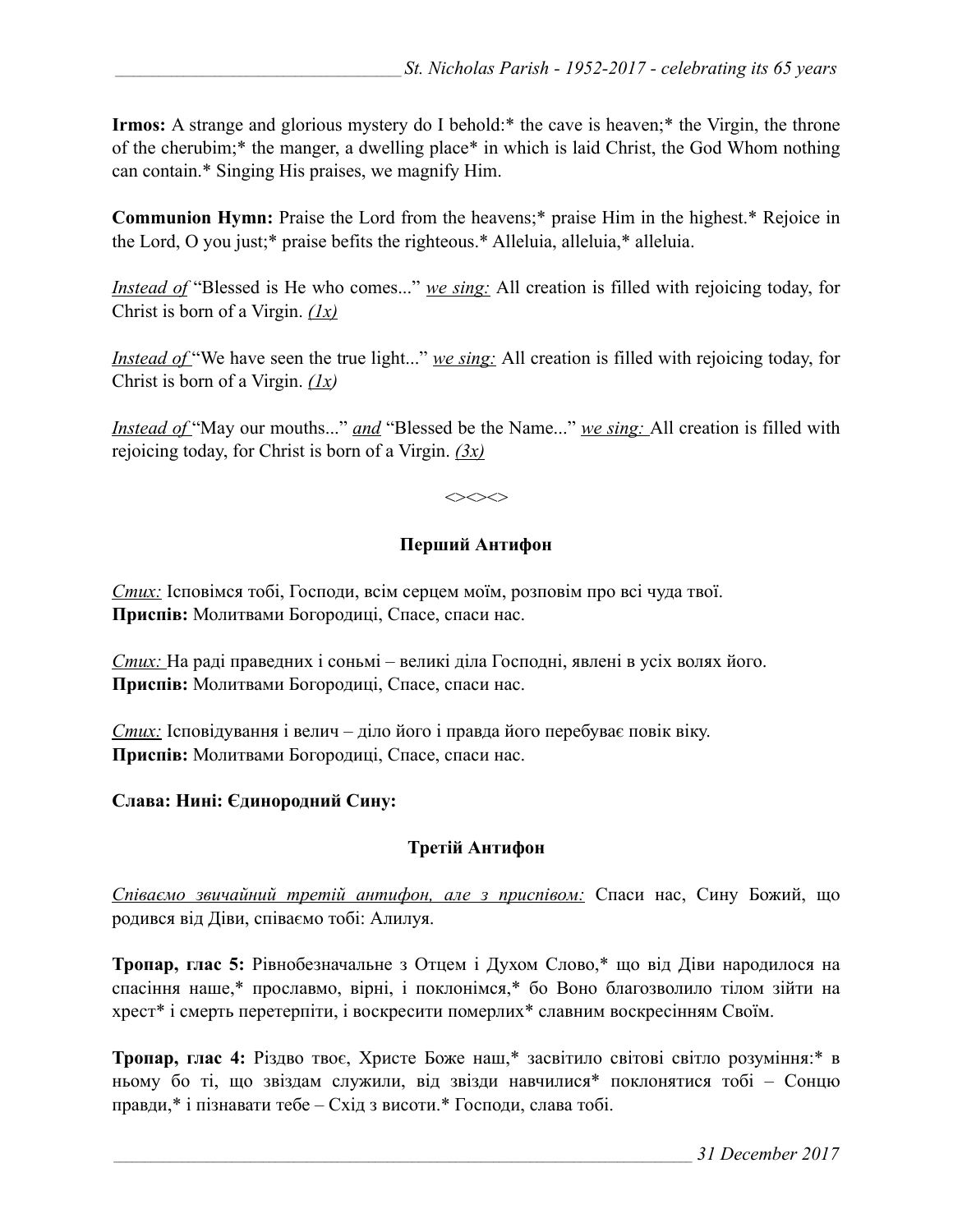**Irmos:** A strange and glorious mystery do I behold:* the cave is heaven;* the Virgin, the throne of the cherubim;* the manger, a dwelling place* in which is laid Christ, the God Whom nothing can contain.* Singing His praises, we magnify Him.

**Communion Hymn:** Praise the Lord from the heavens;* praise Him in the highest.* Rejoice in the Lord, O you just;* praise befits the righteous.* Alleluia, alleluia,* alleluia.

*Instead of* "Blessed is He who comes..." *we sing:* All creation is filled with rejoicing today, for Christ is born of a Virgin. *(1x)*

*Instead of* "We have seen the true light..." *we sing:* All creation is filled with rejoicing today, for Christ is born of a Virgin. *(1x)*

*Instead of* "May our mouths..." *and* "Blessed be the Name..." *we sing:* All creation is filled with rejoicing today, for Christ is born of a Virgin. *(3x)*

<><><>

**Перший Антифон**

*Стих:* Ісповімся тобі, Господи, всім серцем моїм, розповім про всі чуда твої.
**Приспів:** Молитвами Богородиці, Спасе, спаси нас.

*Стих:* На раді праведних і соньмі – великі діла Господні, явлені в усіх волях його.
**Приспів:** Молитвами Богородиці, Спасе, спаси нас.

*Стих:* Ісповідування і велич – діло його і правда його перебуває повік віку.
**Приспів:** Молитвами Богородиці, Спасе, спаси нас.

**Слава: Нині: Єдинородний Сину:**

**Третій Антифон**

*Співаємо звичайний третій антифон, але з приспівом:* Спаси нас, Сину Божий, що родився від Діви, співаємо тобі: Алилуя.

**Тропар, глас 5:** Рівнобезначальне з Отцем і Духом Слово,* що від Діви народилося на спасіння наше,* прославмо, вірні, і поклонімся,* бо Воно благозволило тілом зійти на хрест* і смерть перетерпіти, і воскресити померлих* славним воскресінням Своїм.

**Тропар, глас 4:** Різдво твоє, Христе Боже наш,* засвітило світові світло розуміння:* в ньому бо ті, що звіздам служили, від звізди навчилися* поклонятися тобі – Сонцю правди,* і пізнавати тебе – Схід з висоти.* Господи, слава тобі.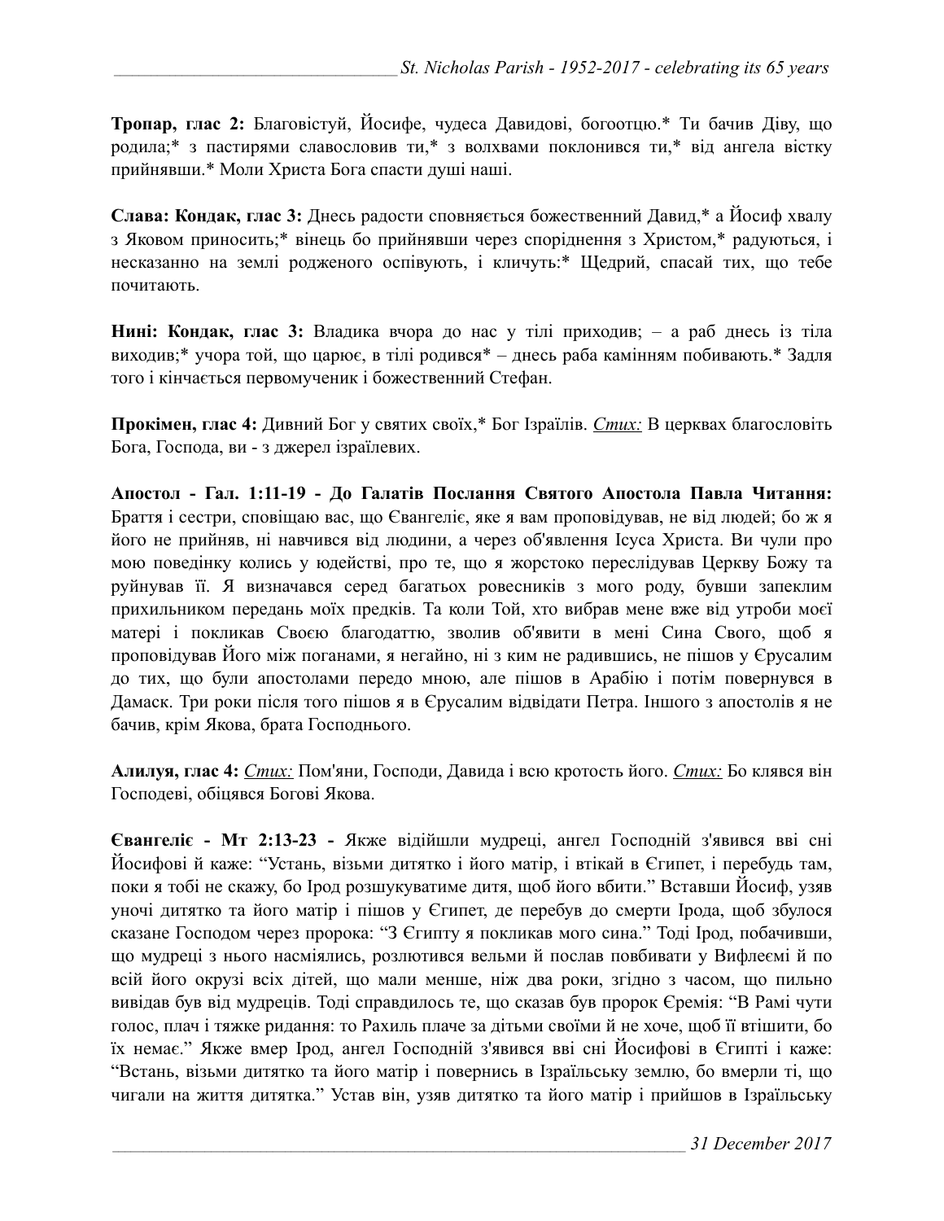**Тропар, глас 2:** Благовістуй, Йосифе, чудеса Давидові, богоотцю.* Ти бачив Діву, що родила;* з пастирями славословив ти,* з волхвами поклонився ти,* від ангела вістку прийнявши.* Моли Христа Бога спасти душі наші.

**Слава: Кондак, глас 3:** Днесь радости сповняється божественний Давид,* а Йосиф хвалу з Яковом приносить;* вінець бо прийнявши через споріднення з Христом,* радуються, і несказанно на землі родженого оспівують, і кличуть:* Щедрий, спасай тих, що тебе почитають.

**Нині: Кондак, глас 3:** Владика вчора до нас у тілі приходив; – а раб днесь із тіла виходив;* учора той, що царює, в тілі родився* – днесь раба камінням побивають.* Задля того і кінчається первомученик і божественний Стефан.

**Прокімен, глас 4:** Дивний Бог у святих своїх,* Бог Ізраїлів. *Стих:* В церквах благословіть Бога, Господа, ви - з джерел ізраїлевих.

**Апостол - Гал. 1:11-19 - До Галатів Послання Святого Апостола Павла Читання:** Браття і сестри, сповіщаю вас, що Євангеліє, яке я вам проповідував, не від людей; бо ж я його не прийняв, ні навчився від людини, а через об'явлення Ісуса Христа. Ви чули про мою поведінку колись у юдействі, про те, що я жорстоко переслідував Церкву Божу та руйнував її. Я визначався серед багатьох ровесників з мого роду, бувши запеклим прихильником передань моїх предків. Та коли Той, хто вибрав мене вже від утроби моєї матері і покликав Своєю благодаттю, зволив об'явити в мені Сина Свого, щоб я проповідував Його між поганами, я негайно, ні з ким не радившись, не пішов у Єрусалим до тих, що були апостолами передо мною, але пішов в Арабію і потім повернувся в Дамаск. Три роки після того пішов я в Єрусалим відвідати Петра. Іншого з апостолів я не бачив, крім Якова, брата Господнього.

**Алилуя, глас 4:** *Стих:* Пом'яни, Господи, Давида і всю кротость його. *Стих:* Бо клявся він Господеві, обіцявся Богові Якова.

**Євангеліє - Мт 2:13-23 -** Якже відійшли мудреці, ангел Господній з'явився вві сні Йосифові й каже: "Устань, візьми дитятко і його матір, і втікай в Єгипет, і перебудь там, поки я тобі не скажу, бо Ірод розшукуватиме дитя, щоб його вбити." Вставши Йосиф, узяв уночі дитятко та його матір і пішов у Єгипет, де перебув до смерти Ірода, щоб збулося сказане Господом через пророка: "З Єгипту я покликав мого сина." Тоді Ірод, побачивши, що мудреці з нього насміялись, розлютився вельми й послав повбивати у Вифлеємі й по всій його окрузі всіх дітей, що мали менше, ніж два роки, згідно з часом, що пильно вивідав був від мудреців. Тоді справдилось те, що сказав був пророк Єремія: "В Рамі чути голос, плач і тяжке ридання: то Рахиль плаче за дітьми своїми й не хоче, щоб її втішити, бо їх немає." Якже вмер Ірод, ангел Господній з'явився вві сні Йосифові в Єгипті і каже: "Встань, візьми дитятко та його матір і повернись в Ізраїльську землю, бо вмерли ті, що чигали на життя дитятка." Устав він, узяв дитятко та його матір і прийшов в Ізраїльську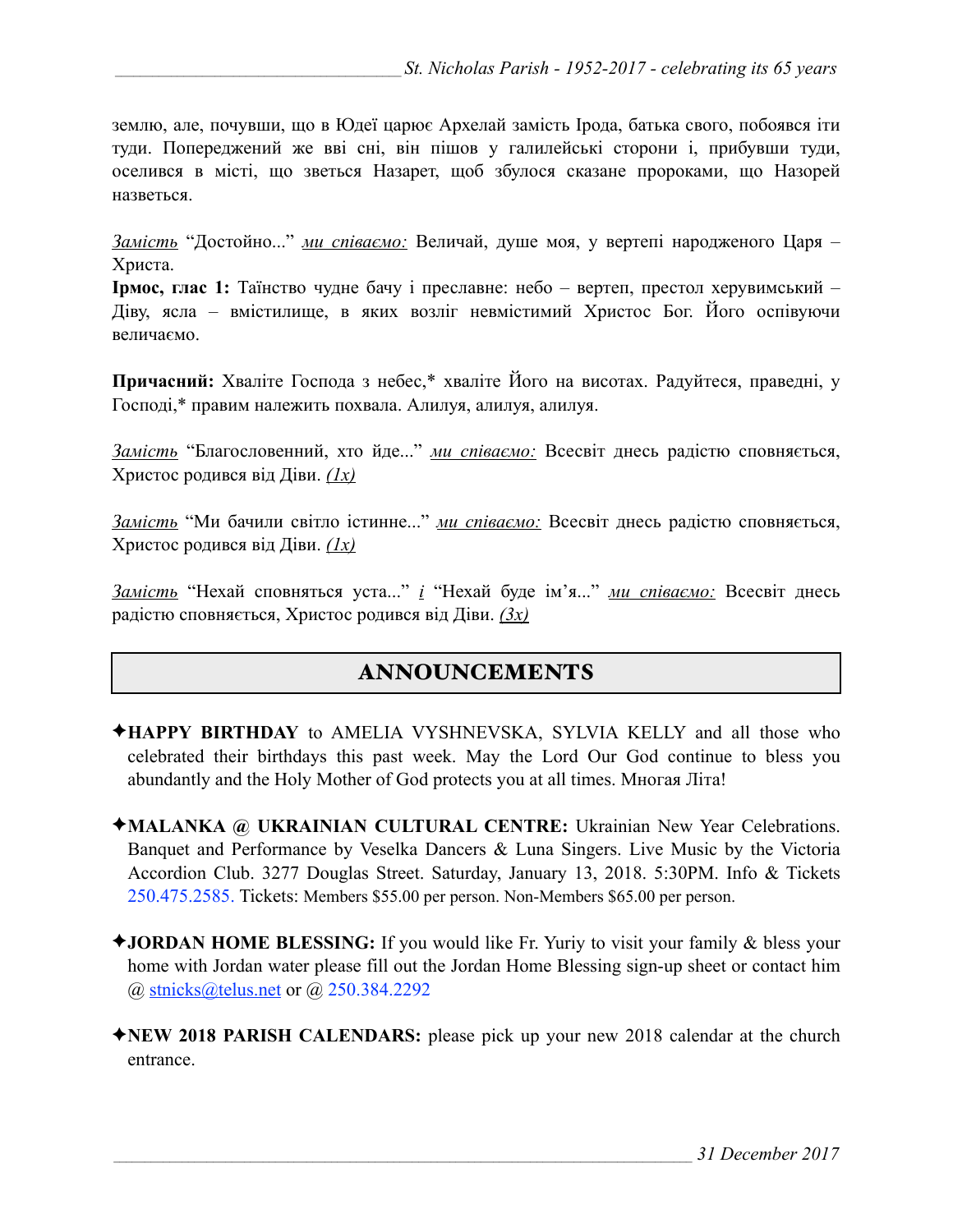землю, але, почувши, що в Юдеї царює Архелай замість Ірода, батька свого, побоявся іти туди. Попереджений же вві сні, він пішов у галилейські сторони і, прибувши туди, оселився в місті, що зветься Назарет, щоб збулося сказане пророками, що Назорей назветься.

*Замість* "Достойно..." *ми співаємо:* Величай, душе моя, у вертепі народженого Царя – Христа.

**Ірмос, глас 1:** Таїнство чудне бачу і преславне: небо – вертеп, престол херувимський – Діву, ясла – вмістилище, в яких возліг невмістимий Христос Бог. Його оспівуючи величаємо.

**Причасний:** Хваліте Господа з небес,* хваліте Його на висотах. Радуйтеся, праведні, у Господі,* правим належить похвала. Алилуя, алилуя, алилуя.

*Замість* "Благословенний, хто йде..." *ми співаємо:* Всесвіт днесь радістю сповняється, Христос родився від Діви. *(1x)*

*Замість* "Ми бачили світло істинне..." *ми співаємо:* Всесвіт днесь радістю сповняється, Христос родився від Діви. *(1x)*

*Замість* "Нехай сповняться уста..." *і* "Нехай буде ім'я..." *ми співаємо:* Всесвіт днесь радістю сповняється, Христос родився від Діви. *(3x)*

## ANNOUNCEMENTS

✦**HAPPY BIRTHDAY** to AMELIA VYSHNEVSKA, SYLVIA KELLY and all those who celebrated their birthdays this past week. May the Lord Our God continue to bless you abundantly and the Holy Mother of God protects you at all times. Многая Літа!

✦**MALANKA @ UKRAINIAN CULTURAL CENTRE:** Ukrainian New Year Celebrations. Banquet and Performance by Veselka Dancers & Luna Singers. Live Music by the Victoria Accordion Club. 3277 Douglas Street. Saturday, January 13, 2018. 5:30PM. Info & Tickets 250.475.2585. Tickets: Members $55.00 per person. Non-Members $65.00 per person.

✦**JORDAN HOME BLESSING:** If you would like Fr. Yuriy to visit your family & bless your home with Jordan water please fill out the Jordan Home Blessing sign-up sheet or contact him @ stnicks@telus.net or @ 250.384.2292

✦**NEW 2018 PARISH CALENDARS:** please pick up your new 2018 calendar at the church entrance.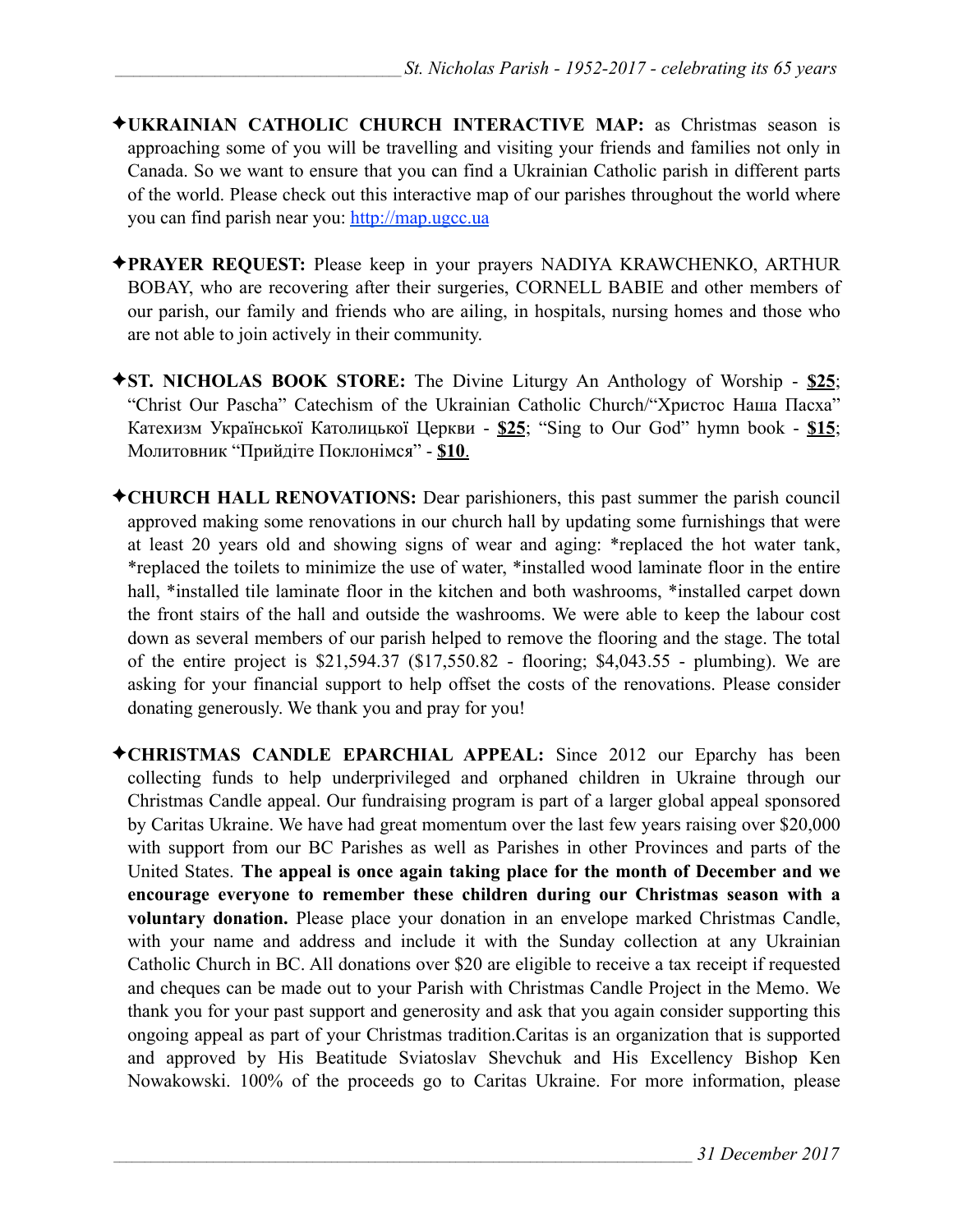✦**UKRAINIAN CATHOLIC CHURCH INTERACTIVE MAP:** as Christmas season is approaching some of you will be travelling and visiting your friends and families not only in Canada. So we want to ensure that you can find a Ukrainian Catholic parish in different parts of the world. Please check out this interactive map of our parishes throughout the world where you can find parish near you: http://map.ugcc.ua

✦**PRAYER REQUEST:** Please keep in your prayers NADIYA KRAWCHENKO, ARTHUR BOBAY, who are recovering after their surgeries, CORNELL BABIE and other members of our parish, our family and friends who are ailing, in hospitals, nursing homes and those who are not able to join actively in their community.

✦**ST. NICHOLAS BOOK STORE:** The Divine Liturgy An Anthology of Worship - **$25**; "Christ Our Pascha" Catechism of the Ukrainian Catholic Church/"Христос Наша Пасха" Катехизм Української Католицької Церкви - **$25**; "Sing to Our God" hymn book - **$15**; Молитовник "Прийдіте Поклонімся" - **$10**.

✦**CHURCH HALL RENOVATIONS:** Dear parishioners, this past summer the parish council approved making some renovations in our church hall by updating some furnishings that were at least 20 years old and showing signs of wear and aging: *replaced the hot water tank, *replaced the toilets to minimize the use of water, *installed wood laminate floor in the entire hall, *installed tile laminate floor in the kitchen and both washrooms, *installed carpet down the front stairs of the hall and outside the washrooms. We were able to keep the labour cost down as several members of our parish helped to remove the flooring and the stage. The total of the entire project is $21,594.37 ($17,550.82 - flooring; $4,043.55 - plumbing). We are asking for your financial support to help offset the costs of the renovations. Please consider donating generously. We thank you and pray for you!

✦**CHRISTMAS CANDLE EPARCHIAL APPEAL:** Since 2012 our Eparchy has been collecting funds to help underprivileged and orphaned children in Ukraine through our Christmas Candle appeal. Our fundraising program is part of a larger global appeal sponsored by Caritas Ukraine. We have had great momentum over the last few years raising over $20,000 with support from our BC Parishes as well as Parishes in other Provinces and parts of the United States. **The appeal is once again taking place for the month of December and we encourage everyone to remember these children during our Christmas season with a voluntary donation.** Please place your donation in an envelope marked Christmas Candle, with your name and address and include it with the Sunday collection at any Ukrainian Catholic Church in BC. All donations over $20 are eligible to receive a tax receipt if requested and cheques can be made out to your Parish with Christmas Candle Project in the Memo. We thank you for your past support and generosity and ask that you again consider supporting this ongoing appeal as part of your Christmas tradition.Caritas is an organization that is supported and approved by His Beatitude Sviatoslav Shevchuk and His Excellency Bishop Ken Nowakowski. 100% of the proceeds go to Caritas Ukraine. For more information, please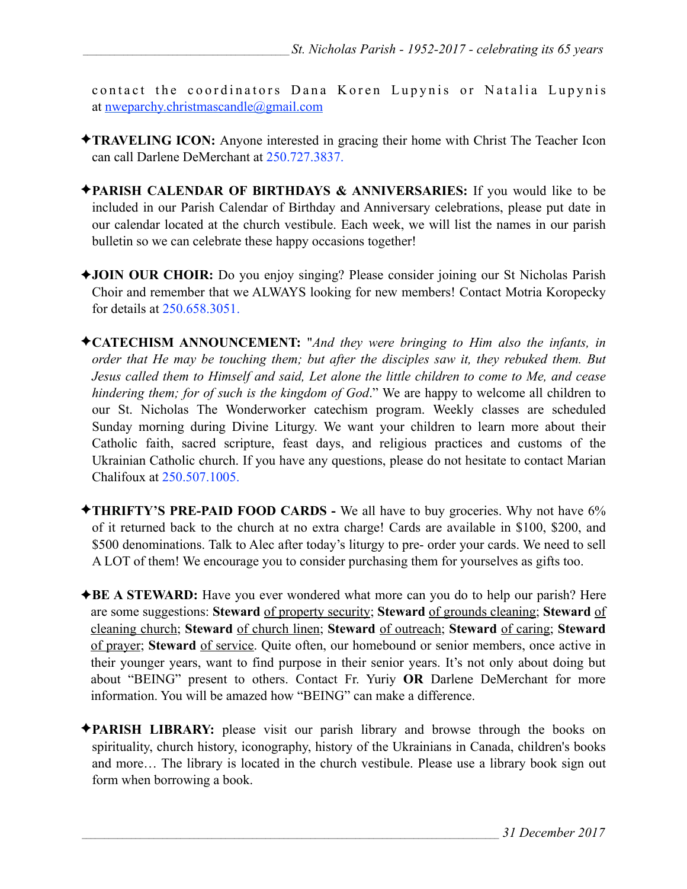contact the coordinators Dana Koren Lupynis or Natalia Lupynis at nweparchy.christmascandle@gmail.com

✦**TRAVELING ICON:** Anyone interested in gracing their home with Christ The Teacher Icon can call Darlene DeMerchant at 250.727.3837.

✦**PARISH CALENDAR OF BIRTHDAYS & ANNIVERSARIES:** If you would like to be included in our Parish Calendar of Birthday and Anniversary celebrations, please put date in our calendar located at the church vestibule. Each week, we will list the names in our parish bulletin so we can celebrate these happy occasions together!

✦**JOIN OUR CHOIR:** Do you enjoy singing? Please consider joining our St Nicholas Parish Choir and remember that we ALWAYS looking for new members! Contact Motria Koropecky for details at 250.658.3051.

✦**CATECHISM ANNOUNCEMENT:** "*And they were bringing to Him also the infants, in order that He may be touching them; but after the disciples saw it, they rebuked them. But Jesus called them to Himself and said, Let alone the little children to come to Me, and cease hindering them; for of such is the kingdom of God*." We are happy to welcome all children to our St. Nicholas The Wonderworker catechism program. Weekly classes are scheduled Sunday morning during Divine Liturgy. We want your children to learn more about their Catholic faith, sacred scripture, feast days, and religious practices and customs of the Ukrainian Catholic church. If you have any questions, please do not hesitate to contact Marian Chalifoux at 250.507.1005.

✦**THRIFTY'S PRE-PAID FOOD CARDS -** We all have to buy groceries. Why not have 6% of it returned back to the church at no extra charge! Cards are available in $100, $200, and $500 denominations. Talk to Alec after today's liturgy to pre- order your cards. We need to sell A LOT of them! We encourage you to consider purchasing them for yourselves as gifts too.

✦**BE A STEWARD:** Have you ever wondered what more can you do to help our parish? Here are some suggestions: **Steward** of property security; **Steward** of grounds cleaning; **Steward** of cleaning church; **Steward** of church linen; **Steward** of outreach; **Steward** of caring; **Steward** of prayer; **Steward** of service. Quite often, our homebound or senior members, once active in their younger years, want to find purpose in their senior years. It's not only about doing but about "BEING" present to others. Contact Fr. Yuriy **OR** Darlene DeMerchant for more information. You will be amazed how "BEING" can make a difference.

✦**PARISH LIBRARY:** please visit our parish library and browse through the books on spirituality, church history, iconography, history of the Ukrainians in Canada, children's books and more… The library is located in the church vestibule. Please use a library book sign out form when borrowing a book.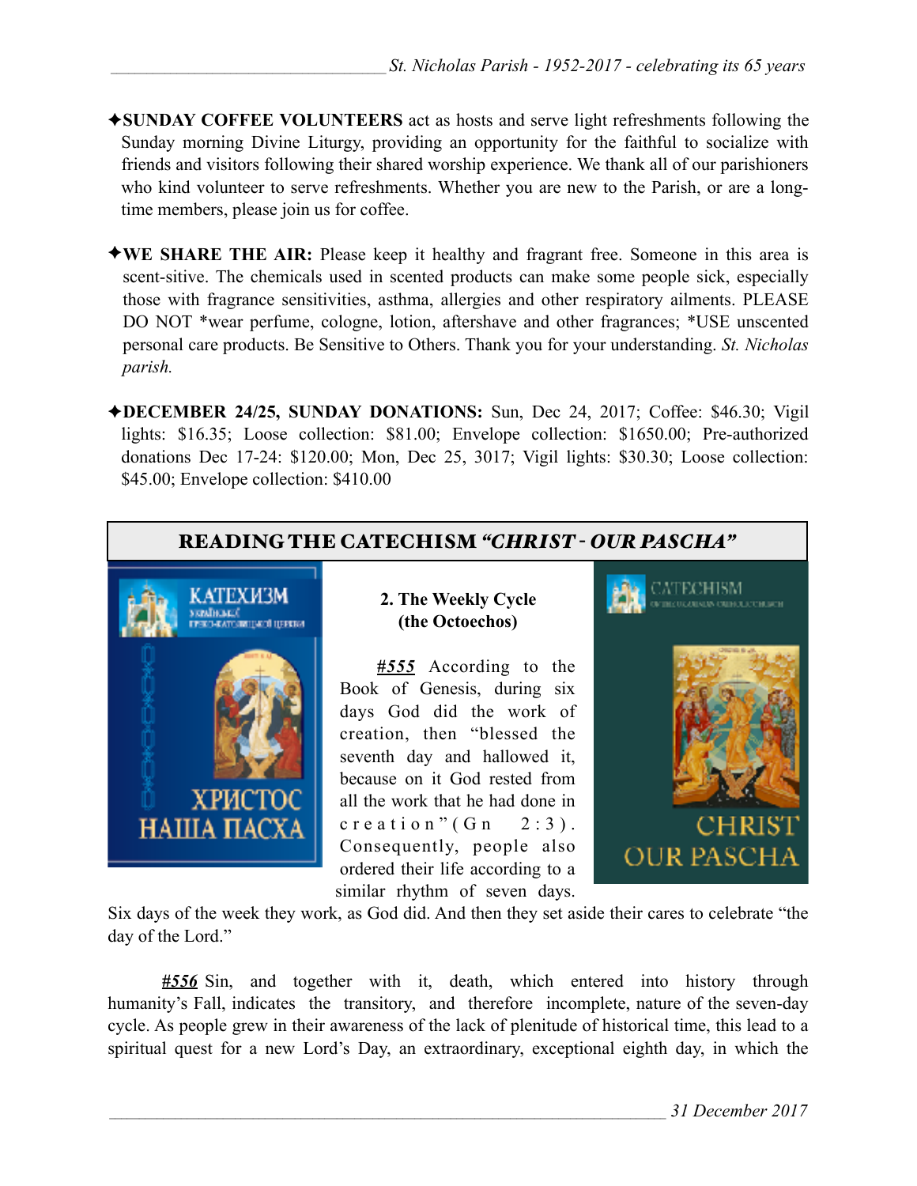✦**SUNDAY COFFEE VOLUNTEERS** act as hosts and serve light refreshments following the Sunday morning Divine Liturgy, providing an opportunity for the faithful to socialize with friends and visitors following their shared worship experience. We thank all of our parishioners who kind volunteer to serve refreshments. Whether you are new to the Parish, or are a long-time members, please join us for coffee.

✦**WE SHARE THE AIR:** Please keep it healthy and fragrant free. Someone in this area is scent-sitive. The chemicals used in scented products can make some people sick, especially those with fragrance sensitivities, asthma, allergies and other respiratory ailments. PLEASE DO NOT *wear perfume, cologne, lotion, aftershave and other fragrances; *USE unscented personal care products. Be Sensitive to Others. Thank you for your understanding. *St. Nicholas parish.*

✦**DECEMBER 24/25, SUNDAY DONATIONS:** Sun, Dec 24, 2017; Coffee: $46.30; Vigil lights: $16.35; Loose collection: $81.00; Envelope collection: $1650.00; Pre-authorized donations Dec 17-24: $120.00; Mon, Dec 25, 3017; Vigil lights: $30.30; Loose collection: $45.00; Envelope collection: $410.00

## READING THE CATECHISM *"CHRIST - OUR PASCHA"*

**2. The Weekly Cycle (the Octoechos)**

***#555*** According to the Book of Genesis, during six days God did the work of creation, then "blessed the seventh day and hallowed it, because on it God rested from all the work that he had done in creation" (Gn 2:3). Consequently, people also ordered their life according to a similar rhythm of seven days. Six days of the week they work, as God did. And then they set aside their cares to celebrate "the day of the Lord."

***#556*** Sin, and together with it, death, which entered into history through humanity's Fall, indicates the transitory, and therefore incomplete, nature of the seven-day cycle. As people grew in their awareness of the lack of plenitude of historical time, this lead to a spiritual quest for a new Lord's Day, an extraordinary, exceptional eighth day, in which the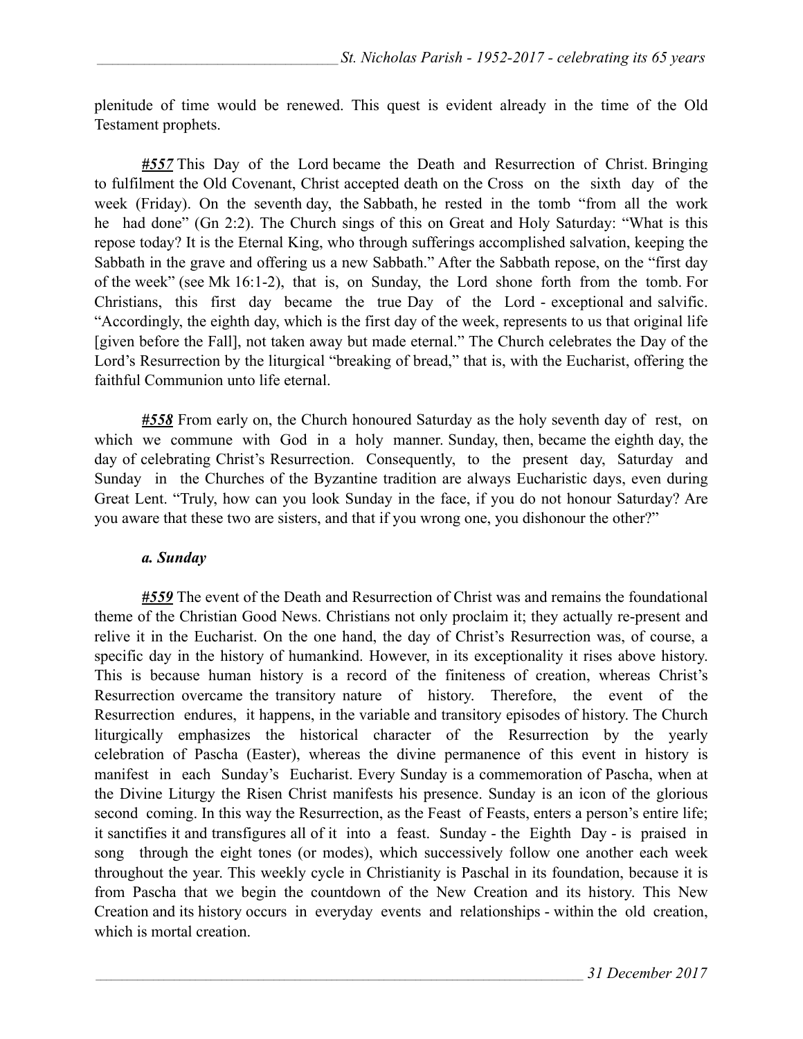plenitude of time would be renewed. This quest is evident already in the time of the Old Testament prophets.

***#557*** This Day of the Lord became the Death and Resurrection of Christ. Bringing to fulfilment the Old Covenant, Christ accepted death on the Cross on the sixth day of the week (Friday). On the seventh day, the Sabbath, he rested in the tomb "from all the work he had done" (Gn 2:2). The Church sings of this on Great and Holy Saturday: "What is this repose today? It is the Eternal King, who through sufferings accomplished salvation, keeping the Sabbath in the grave and offering us a new Sabbath." After the Sabbath repose, on the "first day of the week" (see Mk 16:1-2), that is, on Sunday, the Lord shone forth from the tomb. For Christians, this first day became the true Day of the Lord - exceptional and salvific. "Accordingly, the eighth day, which is the first day of the week, represents to us that original life [given before the Fall], not taken away but made eternal." The Church celebrates the Day of the Lord's Resurrection by the liturgical "breaking of bread," that is, with the Eucharist, offering the faithful Communion unto life eternal.

***#558*** From early on, the Church honoured Saturday as the holy seventh day of rest, on which we commune with God in a holy manner. Sunday, then, became the eighth day, the day of celebrating Christ's Resurrection. Consequently, to the present day, Saturday and Sunday in the Churches of the Byzantine tradition are always Eucharistic days, even during Great Lent. "Truly, how can you look Sunday in the face, if you do not honour Saturday? Are you aware that these two are sisters, and that if you wrong one, you dishonour the other?"

***a. Sunday***

***#559*** The event of the Death and Resurrection of Christ was and remains the foundational theme of the Christian Good News. Christians not only proclaim it; they actually re-present and relive it in the Eucharist. On the one hand, the day of Christ's Resurrection was, of course, a specific day in the history of humankind. However, in its exceptionality it rises above history. This is because human history is a record of the finiteness of creation, whereas Christ's Resurrection overcame the transitory nature of history. Therefore, the event of the Resurrection endures, it happens, in the variable and transitory episodes of history. The Church liturgically emphasizes the historical character of the Resurrection by the yearly celebration of Pascha (Easter), whereas the divine permanence of this event in history is manifest in each Sunday's Eucharist. Every Sunday is a commemoration of Pascha, when at the Divine Liturgy the Risen Christ manifests his presence. Sunday is an icon of the glorious second coming. In this way the Resurrection, as the Feast of Feasts, enters a person's entire life; it sanctifies it and transfigures all of it into a feast. Sunday - the Eighth Day - is praised in song through the eight tones (or modes), which successively follow one another each week throughout the year. This weekly cycle in Christianity is Paschal in its foundation, because it is from Pascha that we begin the countdown of the New Creation and its history. This New Creation and its history occurs in everyday events and relationships - within the old creation, which is mortal creation.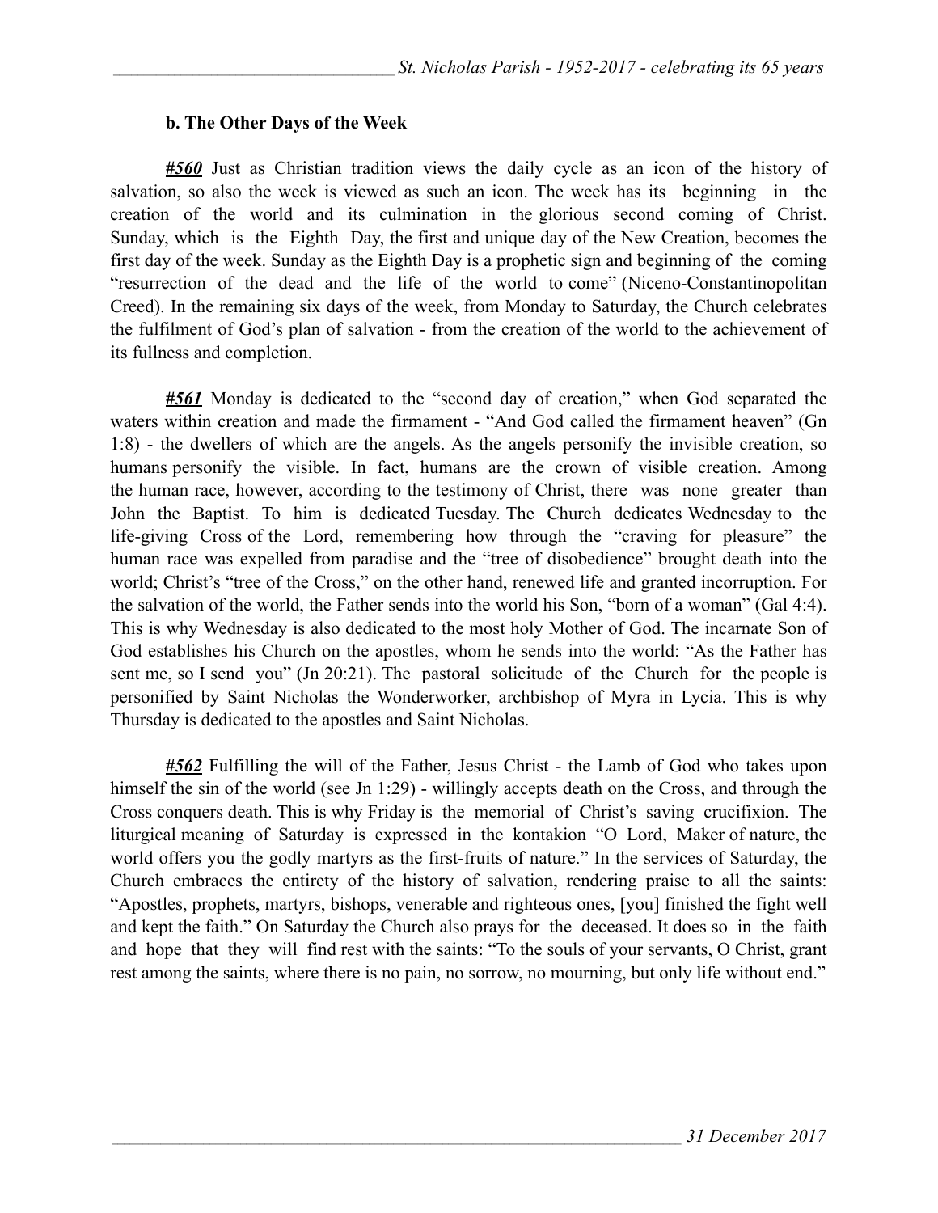### b. The Other Days of the Week

***#560*** Just as Christian tradition views the daily cycle as an icon of the history of salvation, so also the week is viewed as such an icon. The week has its beginning in the creation of the world and its culmination in the glorious second coming of Christ. Sunday, which is the Eighth Day, the first and unique day of the New Creation, becomes the first day of the week. Sunday as the Eighth Day is a prophetic sign and beginning of the coming "resurrection of the dead and the life of the world to come" (Niceno-Constantinopolitan Creed). In the remaining six days of the week, from Monday to Saturday, the Church celebrates the fulfilment of God's plan of salvation - from the creation of the world to the achievement of its fullness and completion.

***#561*** Monday is dedicated to the "second day of creation," when God separated the waters within creation and made the firmament - "And God called the firmament heaven" (Gn 1:8) - the dwellers of which are the angels. As the angels personify the invisible creation, so humans personify the visible. In fact, humans are the crown of visible creation. Among the human race, however, according to the testimony of Christ, there was none greater than John the Baptist. To him is dedicated Tuesday. The Church dedicates Wednesday to the life-giving Cross of the Lord, remembering how through the "craving for pleasure" the human race was expelled from paradise and the "tree of disobedience" brought death into the world; Christ's "tree of the Cross," on the other hand, renewed life and granted incorruption. For the salvation of the world, the Father sends into the world his Son, "born of a woman" (Gal 4:4). This is why Wednesday is also dedicated to the most holy Mother of God. The incarnate Son of God establishes his Church on the apostles, whom he sends into the world: "As the Father has sent me, so I send you" (Jn 20:21). The pastoral solicitude of the Church for the people is personified by Saint Nicholas the Wonderworker, archbishop of Myra in Lycia. This is why Thursday is dedicated to the apostles and Saint Nicholas.

***#562*** Fulfilling the will of the Father, Jesus Christ - the Lamb of God who takes upon himself the sin of the world (see Jn 1:29) - willingly accepts death on the Cross, and through the Cross conquers death. This is why Friday is the memorial of Christ's saving crucifixion. The liturgical meaning of Saturday is expressed in the kontakion "O Lord, Maker of nature, the world offers you the godly martyrs as the first-fruits of nature." In the services of Saturday, the Church embraces the entirety of the history of salvation, rendering praise to all the saints: "Apostles, prophets, martyrs, bishops, venerable and righteous ones, [you] finished the fight well and kept the faith." On Saturday the Church also prays for the deceased. It does so in the faith and hope that they will find rest with the saints: "To the souls of your servants, O Christ, grant rest among the saints, where there is no pain, no sorrow, no mourning, but only life without end."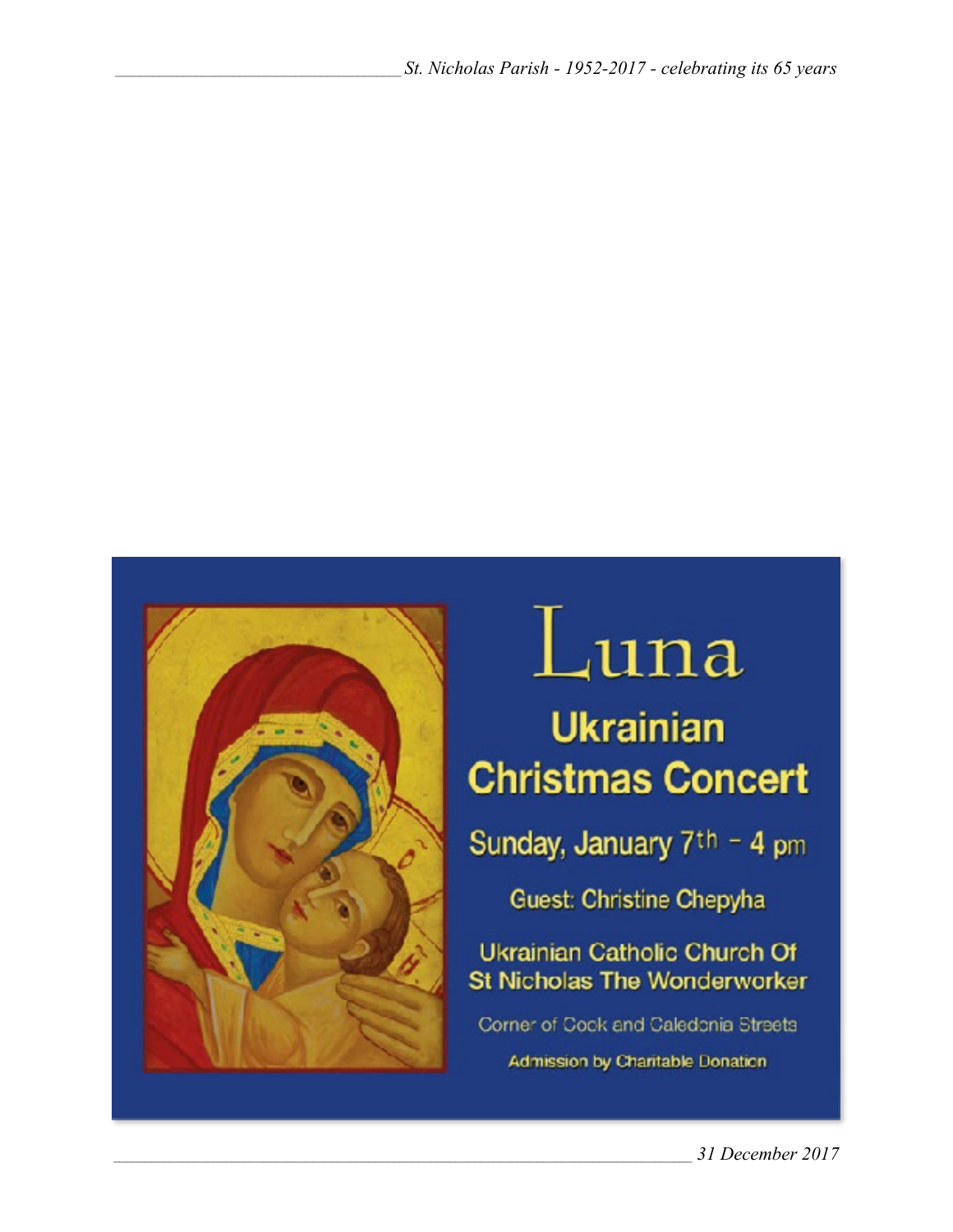# Luna

## Ukrainian Christmas Concert

Sunday, January 7th – 4 pm

Guest: Christine Chepyha

Ukrainian Catholic Church Of St Nicholas The Wonderworker

Corner of Cook and Caledonia Streets

**Admission by Charitable Donation**